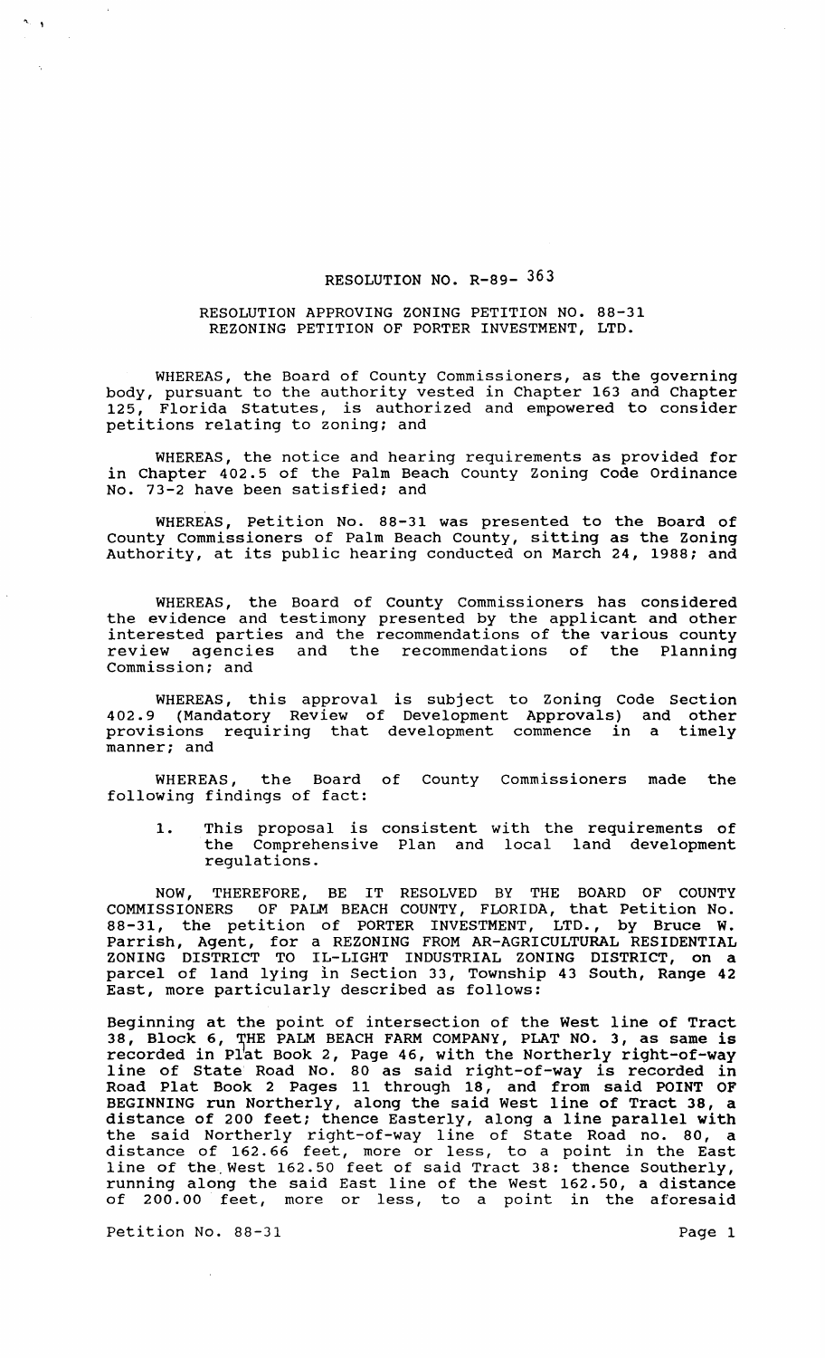# RESOLUTION NO. R-89- 363

## RESOLUTION APPROVING ZONING PETITION NO. 88-31 REZONING PETITION OF PORTER INVESTMENT, LTD.

WHEREAS, the Board of County Commissioners, as the governing body, pursuant to the authority vested in Chapter 163 and Chapter 125, Florida Statutes, is authorized and empowered to consider petitions relating to zoning; and

WHEREAS, the notice and hearing requirements as provided for in Chapter 402.5 of the Palm Beach County Zoning Code Ordinance No. 73-2 have been satisfied; and

WHEREAS, Petition No. 88-31 was presented to the Board of County Commissioners of Palm Beach County, sitting as the Zoning Authority, at its public hearing conducted on March 24, 1988; and

WHEREAS, the Board of County Commissioners has considered the evidence and testimony presented by the applicant and other interested parties and the recommendations of the various county review agencies and the recommendations of the Planning Commission; and

WHEREAS, this approval is subject to Zoning Code Section 402.9 (Mandatory Review of Development Approvals) and other provisions requiring that development commence in a timely manner; and

WHEREAS, the Board of County Commissioners made the following findings of fact:

1. This proposal is consistent with the requirements of the Comprehensive Plan and local land development regulations.

NOW, THEREFORE, BE IT RESOLVED BY THE BOARD OF COUNTY COMMISSIONERS OF PALM BEACH COUNTY, FLORIDA, that Petition No. 88-31, the petition of PORTER INVESTMENT, LTD., by Bruce W. Parrish, Agent, for a REZONING FROM AR-AGRICULTURAL RESIDENTIAL ZONING DISTRICT TO IL-LIGHT INDUSTRIAL ZONING DISTRICT, on a parcel of land lying in Section 33, Township 43 South, Range 42 East, more particularly described as follows:

Beginning at the point of intersection of the West line of Tract 38, Block 6, THE PALM BEACH FARM COMPANY, PLAT NO. 3, as same is recorded in Plat Book 2, Page 46, with the Northerly right-of-way line of State Road No. 80 as said right-of-way is recorded in Road Plat Book 2 Pages 11 through 18, and from said POINT OF BEGINNING run Northerly, along the said West line of Tract 38, a distance of 200 feet; thence Easterly, along a line parallel with the said Northerly right-of-way line of State Road no. 80, a distance of 162.66 feet, more or less, to a point in the East line of the West 162.50 feet of said Tract 38: thence Southerly, running along the said East line of the West 162.50, a distance of 200.00 feet, more or less, to a point in the aforesaid

Petition No. 88-31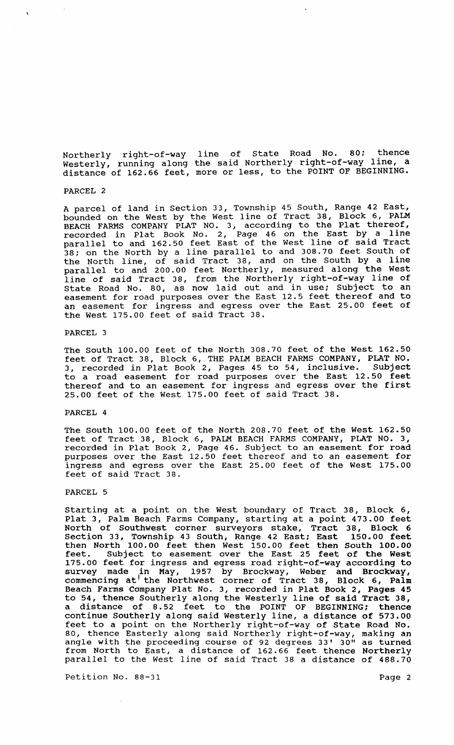Northerly right-of-way line of State Road No. 80; thence Westerly, running along the said Northerly right-of-way line, a distance of 162.66 feet, more or less, to the POINT OF BEGINNING.

PARCEL 2

A parcel of land in Section 33, Township 45 South, Range 42 East, bounded on the West by the West line of Tract 38, Block 6, PALM BEACH FARMS COMPANY PLAT NO. 3, according to the Plat thereof, recorded in Plat Book No. 2, Page 46 on the East by a line parallel to and 162.50 feet East of the West line of said Tract 38; on the North by a line parallel to and 308.70 feet South of the North line, of said Tract 38, and on the South by a line parallel to and 200.00 feet Northerly, measured along the West line of said Tract 38, from the Northerly right-of-way line of State Road No. 80, as now laid out and in use; Subject to an easement for road purposes over the East 12.5 feet thereof and to an easement for ingress and egress over the East 25.00 feet of the West 175.00 feet of said Tract 38.

PARCEL 3

The South 100.00 feet of the North 308.70 feet of the West 162.50 feet of Tract 38, Block 6, THE PALM BEACH FARMS COMPANY, PLAT NO. 3, recorded in Plat Book 2, Pages 45 to 54, inclusive. Subject to a road easement for road purposes over the East 12.50 feet thereof and to an easement for ingress and egress over the first 25.00 feet of the West 175.00 feet of said Tract 38.

PARCEL 4

The South 100.00 feet of the North 208.70 feet of the West 162.50 feet of Tract 38, Block 6, PALM BEACH FARMS COMPANY, PLAT NO. 3, recorded in Plat Book 2, Page 46. Subject to an easement for road purposes over the East 12.50 feet thereof and to an easement for ingress and egress over the East 25.00 feet of the West 175.00 feet of said Tract 38.

PARCEL 5

Starting at a point on the West boundary of Tract 38, Block 6, Plat 3, Palm Beach Farms Company, starting at a point 473.00 feet North of Southwest corner surveyors stake, Tract 38, Block 6 Section 33, Township 43 South, Range 42 East; East 150.00 feet then North 100.00 feet then West 150.00 feet then South 100.00 feet. Subject to easement over the East 25 feet of the West 175.00 feet for ingress and egress road right-of-way according to survey made in May, 1957 by Brockway, Weber and Brockway, commencing at the Northwest corner of Tract 38, Block 6, Palm Beach Farms Company Plat No. 3, recorded in Plat Book 2, Pages 45 to 54, thence Southerly along the Westerly line of said Tract 38, a distance of 8.52 feet to the POINT OF BEGINNING; thence continue Southerly along said Westerly line, a distance of 573.00 feet to a point on the Northerly right-of-way of State Road No. 80, thence Easterly along said Northerly right-of-way, making an angle with the proceeding course of 92 degrees 33' 30" as turned from North to East, a distance of 162.66 feet thence Northerly parallel to the West line of said Tract 38 a distance of 488.70

Petition No. 88-31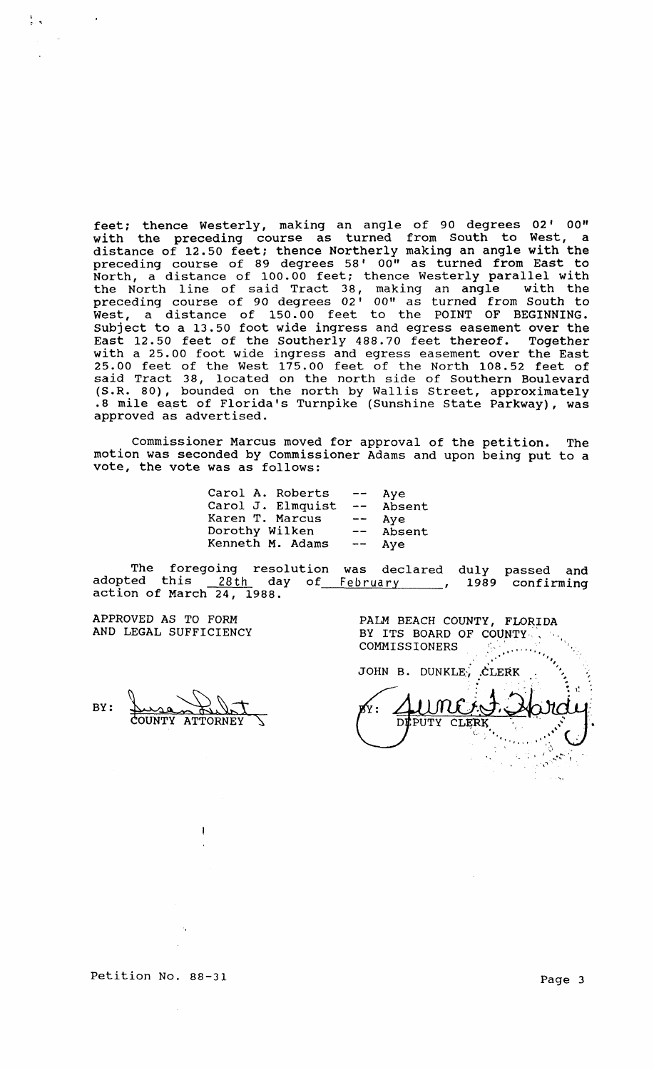feet; thence Westerly, making an angle of 90 degrees 02' 00" with the preceding course as turned from South to West, a distance of 12.50 feet; thence Northerly making an angle with the preceding course of 89 degrees 58' 00" as turned from East to North, a distance of 100.00 feet; thence Westerly parallel with the North line of said Tract 38, making an angle with the preceding course of 90 degrees 02' 00" as turned from South to West, a distance of 150.00 feet to the POINT OF BEGINNING. Subject to a 13.50 foot wide ingress and egress easement over the East 12.50 feet of the Southerly 488.70 feet thereof. Together with a 25.00 foot wide ingress and egress easement over the East 25.00 feet of the West 175.00 feet of the North 108.52 feet of said Tract 38, located on the north side of Southern Boulevard (S.R. 80), bounded on the north by Wallis Street, approximately .8 mile east of Florida's Turnpike (Sunshine State Parkway), was approved as advertised.

Commissioner Marcus moved for approval of the petition. The motion was seconded by Commissioner Adams and upon being put to a vote, the vote was as follows:

| | | |
|---|---|---|
| Carol A. Roberts | -- | Aye |
| Carol J. Elmquist | -- | Absent |
| Karen T. Marcus | -- | Aye |
| Dorothy Wilken | -- | Absent |
| Kenneth M. Adams | -- | Aye |

The foregoing resolution was declared duly passed and adopted this 28th day of February, 1989 confirming action of March 24, 1988.

APPROVED AS TO FORM
AND LEGAL SUFFICIENCY

BY: COUNTY ATTORNEY

PALM BEACH COUNTY, FLORIDA
BY ITS BOARD OF COUNTY
COMMISSIONERS

JOHN B. DUNKLE, CLERK

BY: DEPUTY CLERK

Petition No. 88-31